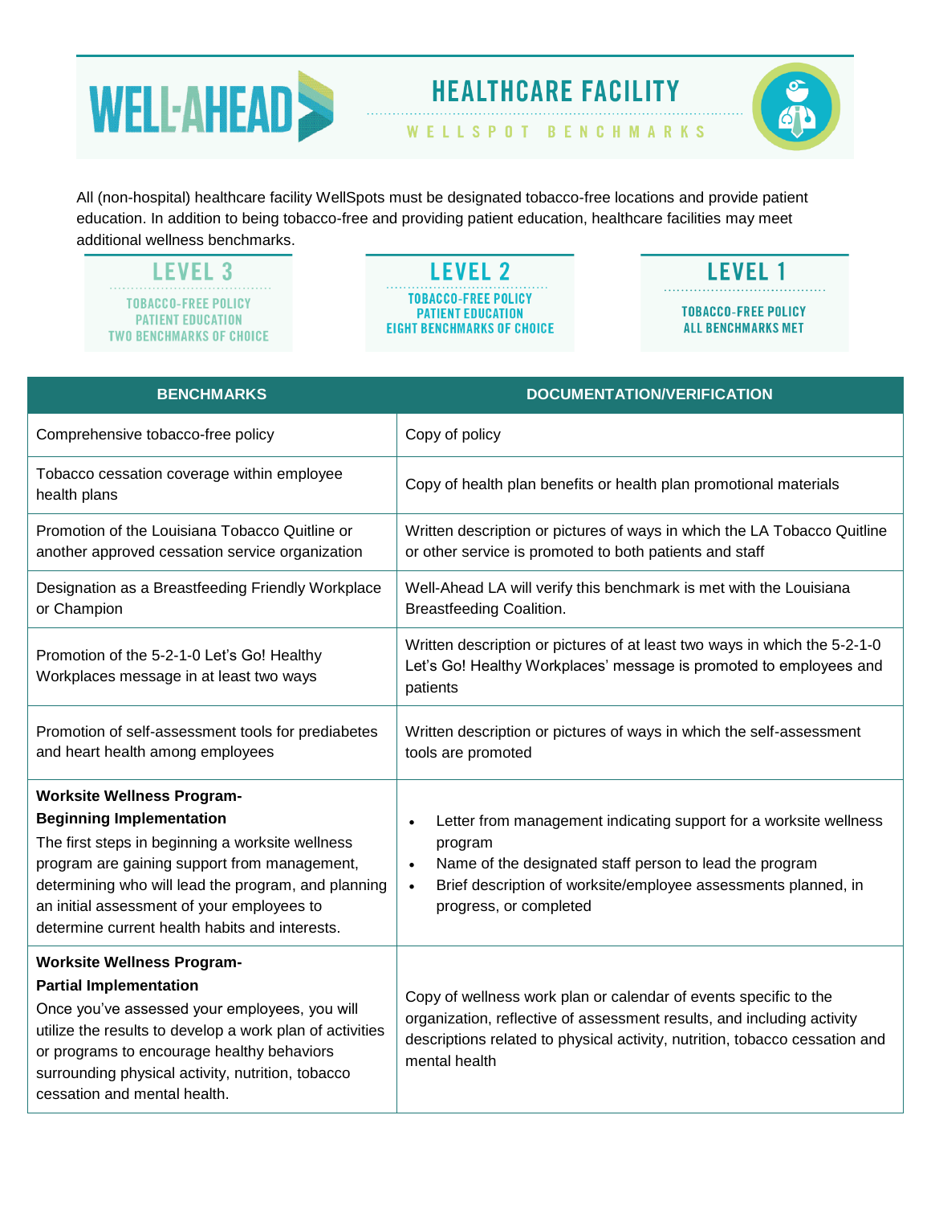# WELL-AHEAD

## HEALTHCARE FACILITY

WELLSPOT BENCHMARKS

All (non-hospital) healthcare facility WellSpots must be designated tobacco-free locations and provide patient education. In addition to being tobacco-free and providing patient education, healthcare facilities may meet additional wellness benchmarks.

### LEVEL 3

TOBACCO-FREE POLICY
PATIENT EDUCATION
TWO BENCHMARKS OF CHOICE

### LEVEL 2

TOBACCO-FREE POLICY
PATIENT EDUCATION
EIGHT BENCHMARKS OF CHOICE

### LEVEL 1

TOBACCO-FREE POLICY
ALL BENCHMARKS MET

| BENCHMARKS | DOCUMENTATION/VERIFICATION |
|---|---|
| Comprehensive tobacco-free policy | Copy of policy |
| Tobacco cessation coverage within employee health plans | Copy of health plan benefits or health plan promotional materials |
| Promotion of the Louisiana Tobacco Quitline or another approved cessation service organization | Written description or pictures of ways in which the LA Tobacco Quitline or other service is promoted to both patients and staff |
| Designation as a Breastfeeding Friendly Workplace or Champion | Well-Ahead LA will verify this benchmark is met with the Louisiana Breastfeeding Coalition. |
| Promotion of the 5-2-1-0 Let's Go! Healthy Workplaces message in at least two ways | Written description or pictures of at least two ways in which the 5-2-1-0 Let's Go! Healthy Workplaces' message is promoted to employees and patients |
| Promotion of self-assessment tools for prediabetes and heart health among employees | Written description or pictures of ways in which the self-assessment tools are promoted |
| **Worksite Wellness Program- Beginning Implementation** The first steps in beginning a worksite wellness program are gaining support from management, determining who will lead the program, and planning an initial assessment of your employees to determine current health habits and interests. | • Letter from management indicating support for a worksite wellness program<br>• Name of the designated staff person to lead the program<br>• Brief description of worksite/employee assessments planned, in progress, or completed |
| **Worksite Wellness Program- Partial Implementation** Once you've assessed your employees, you will utilize the results to develop a work plan of activities or programs to encourage healthy behaviors surrounding physical activity, nutrition, tobacco cessation and mental health. | Copy of wellness work plan or calendar of events specific to the organization, reflective of assessment results, and including activity descriptions related to physical activity, nutrition, tobacco cessation and mental health |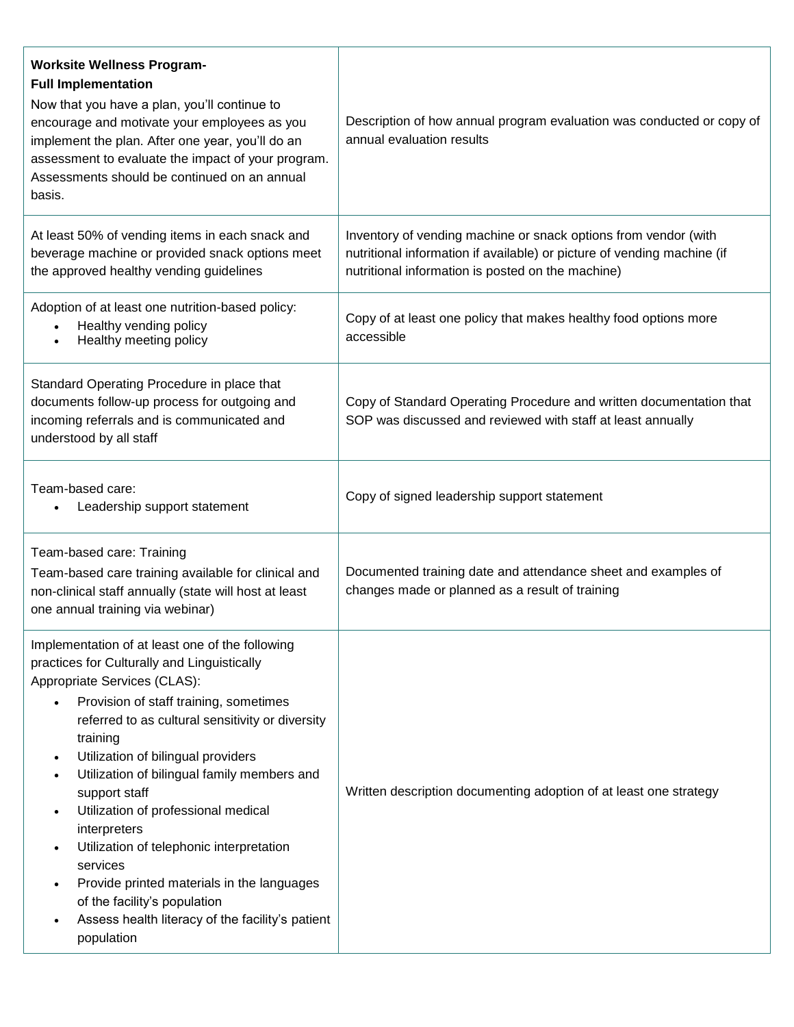| | |
|---|---|
| **Worksite Wellness Program- Full Implementation** Now that you have a plan, you'll continue to encourage and motivate your employees as you implement the plan. After one year, you'll do an assessment to evaluate the impact of your program. Assessments should be continued on an annual basis. | Description of how annual program evaluation was conducted or copy of annual evaluation results |
| At least 50% of vending items in each snack and beverage machine or provided snack options meet the approved healthy vending guidelines | Inventory of vending machine or snack options from vendor (with nutritional information if available) or picture of vending machine (if nutritional information is posted on the machine) |
| Adoption of at least one nutrition-based policy:<br>• Healthy vending policy<br>• Healthy meeting policy | Copy of at least one policy that makes healthy food options more accessible |
| Standard Operating Procedure in place that documents follow-up process for outgoing and incoming referrals and is communicated and understood by all staff | Copy of Standard Operating Procedure and written documentation that SOP was discussed and reviewed with staff at least annually |
| Team-based care:<br>• Leadership support statement | Copy of signed leadership support statement |
| Team-based care: Training<br>Team-based care training available for clinical and non-clinical staff annually (state will host at least one annual training via webinar) | Documented training date and attendance sheet and examples of changes made or planned as a result of training |
| Implementation of at least one of the following practices for Culturally and Linguistically Appropriate Services (CLAS):<br>• Provision of staff training, sometimes referred to as cultural sensitivity or diversity training<br>• Utilization of bilingual providers<br>• Utilization of bilingual family members and support staff<br>• Utilization of professional medical interpreters<br>• Utilization of telephonic interpretation services<br>• Provide printed materials in the languages of the facility's population<br>• Assess health literacy of the facility's patient population | Written description documenting adoption of at least one strategy |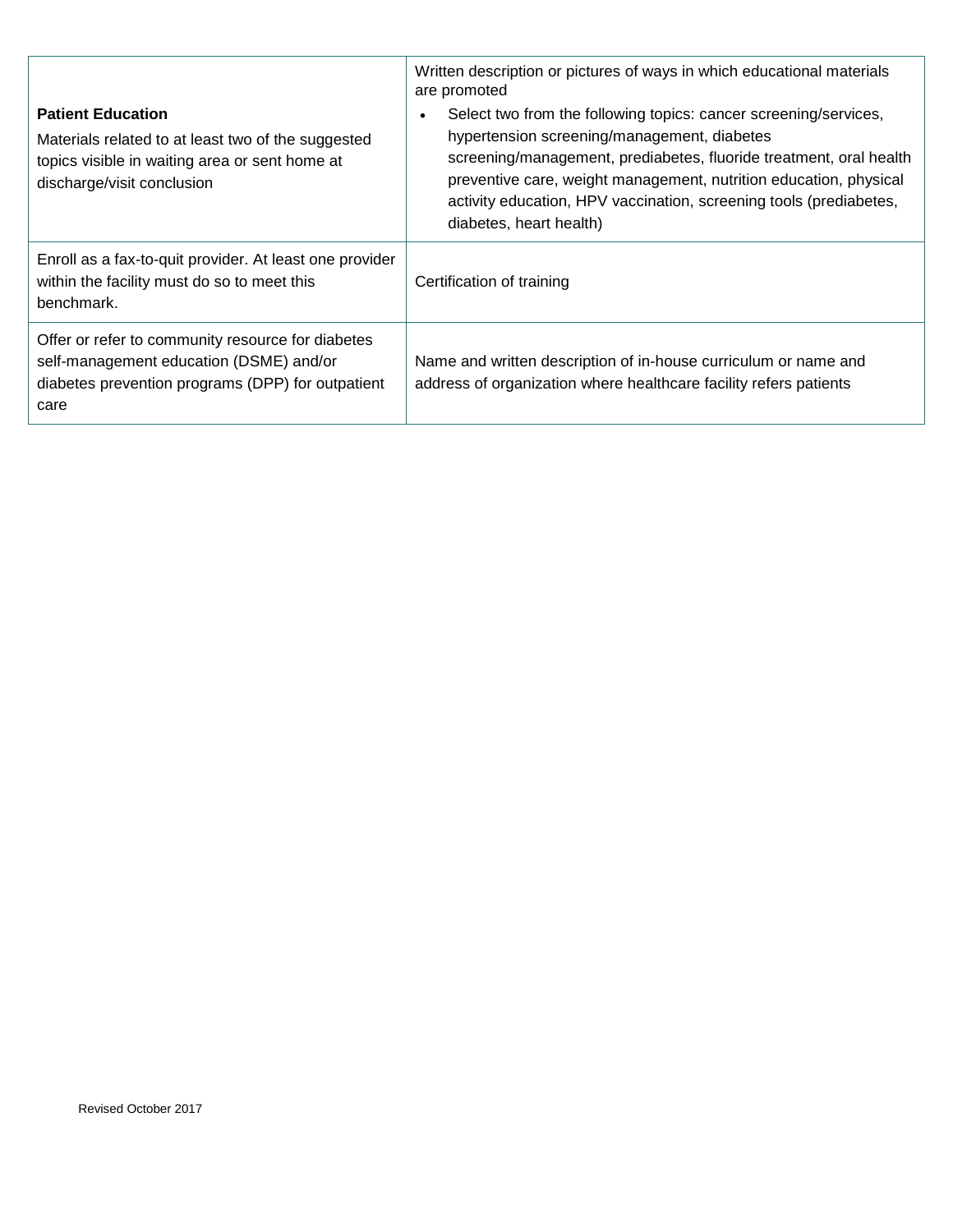| | |
|---|---|
| **Patient Education** Materials related to at least two of the suggested topics visible in waiting area or sent home at discharge/visit conclusion | Written description or pictures of ways in which educational materials are promoted <br>• Select two from the following topics: cancer screening/services, hypertension screening/management, diabetes screening/management, prediabetes, fluoride treatment, oral health preventive care, weight management, nutrition education, physical activity education, HPV vaccination, screening tools (prediabetes, diabetes, heart health) |
| Enroll as a fax-to-quit provider. At least one provider within the facility must do so to meet this benchmark. | Certification of training |
| Offer or refer to community resource for diabetes self-management education (DSME) and/or diabetes prevention programs (DPP) for outpatient care | Name and written description of in-house curriculum or name and address of organization where healthcare facility refers patients |

Revised October 2017